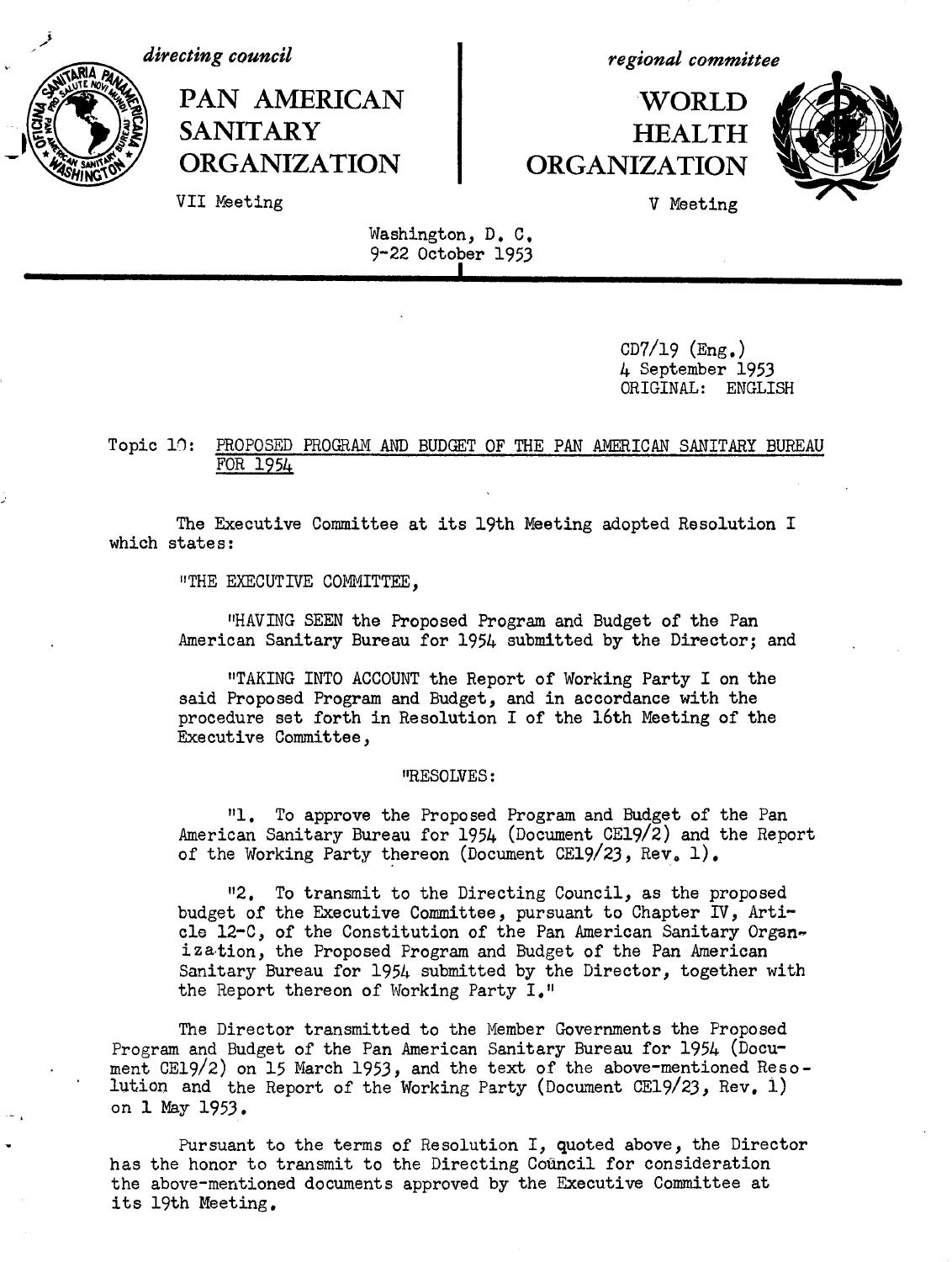*directing council*

**PAN AMERICAN SANITARY ORGANIZATION**

VII Meeting

*regional committee*

**WORLD HEALTH ORGANIZATION**

V Meeting

Washington, D. C.
9-22 October 1953

CD7/19 (Eng.)
4 September 1953
ORIGINAL: ENGLISH

Topic 10: PROPOSED PROGRAM AND BUDGET OF THE PAN AMERICAN SANITARY BUREAU FOR 1954

The Executive Committee at its 19th Meeting adopted Resolution I which states:

"THE EXECUTIVE COMMITTEE,

"HAVING SEEN the Proposed Program and Budget of the Pan American Sanitary Bureau for 1954 submitted by the Director; and

"TAKING INTO ACCOUNT the Report of Working Party I on the said Proposed Program and Budget, and in accordance with the procedure set forth in Resolution I of the 16th Meeting of the Executive Committee,

"RESOLVES:

"1. To approve the Proposed Program and Budget of the Pan American Sanitary Bureau for 1954 (Document CE19/2) and the Report of the Working Party thereon (Document CE19/23, Rev. 1).

"2. To transmit to the Directing Council, as the proposed budget of the Executive Committee, pursuant to Chapter IV, Article 12-C, of the Constitution of the Pan American Sanitary Organization, the Proposed Program and Budget of the Pan American Sanitary Bureau for 1954 submitted by the Director, together with the Report thereon of Working Party I."

The Director transmitted to the Member Governments the Proposed Program and Budget of the Pan American Sanitary Bureau for 1954 (Document CE19/2) on 15 March 1953, and the text of the above-mentioned Resolution and the Report of the Working Party (Document CE19/23, Rev. 1) on 1 May 1953.

Pursuant to the terms of Resolution I, quoted above, the Director has the honor to transmit to the Directing Council for consideration the above-mentioned documents approved by the Executive Committee at its 19th Meeting.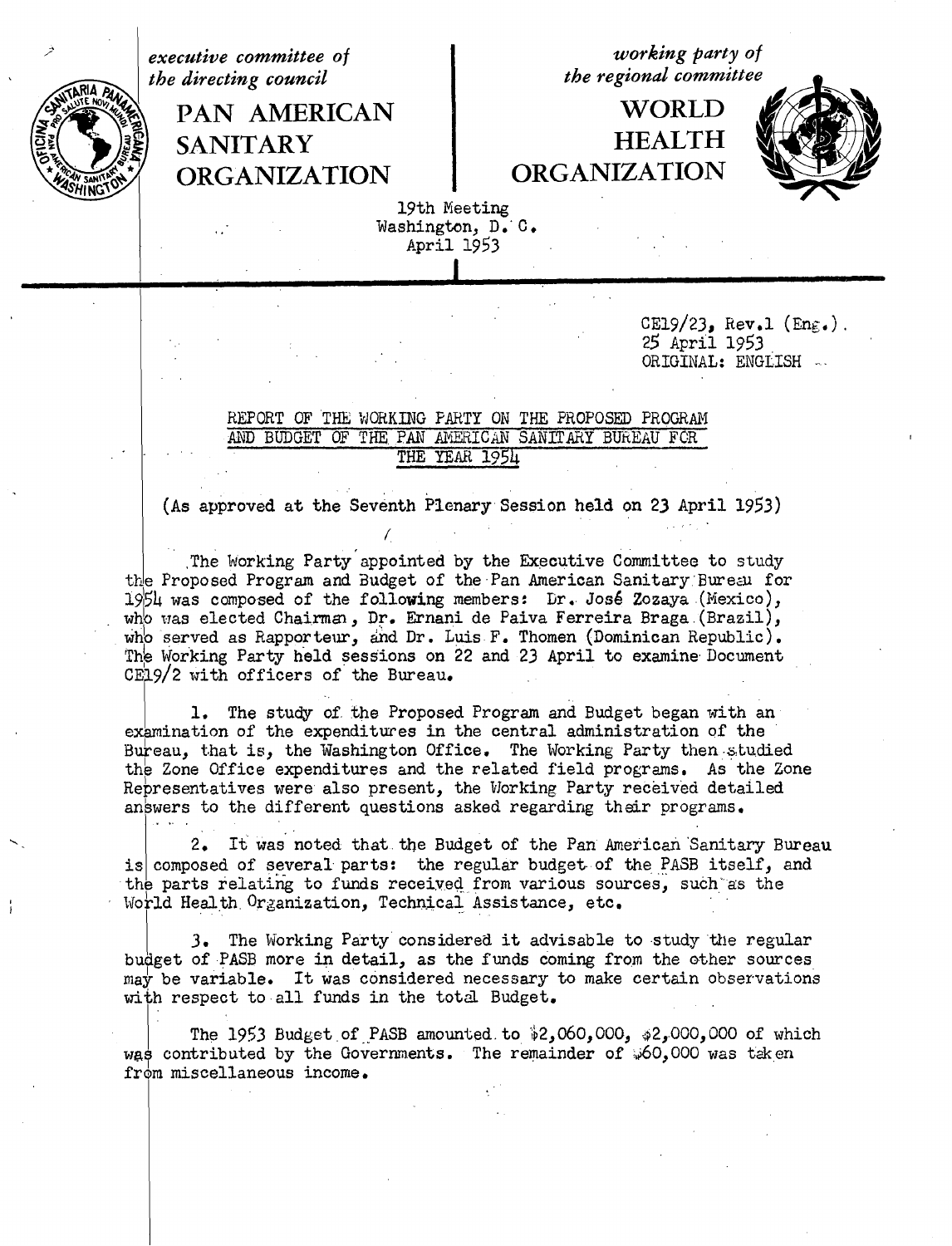executive committee of the directing council

**PAN AMERICAN SANITARY ORGANIZATION**

working party of the regional committee

**WORLD HEALTH ORGANIZATION**

19th Meeting
Washington, D. C.
April 1953

CE19/23, Rev.1 (Eng.)
25 April 1953
ORIGINAL: ENGLISH

## REPORT OF THE WORKING PARTY ON THE PROPOSED PROGRAM AND BUDGET OF THE PAN AMERICAN SANITARY BUREAU FOR THE YEAR 1954

(As approved at the Seventh Plenary Session held on 23 April 1953)

The Working Party appointed by the Executive Committee to study the Proposed Program and Budget of the Pan American Sanitary Bureau for 1954 was composed of the following members: Dr. José Zozaya (Mexico), who was elected Chairman, Dr. Ernani de Paiva Ferreira Braga (Brazil), who served as Rapporteur, and Dr. Luis F. Thomen (Dominican Republic). The Working Party held sessions on 22 and 23 April to examine Document CE19/2 with officers of the Bureau.

1. The study of the Proposed Program and Budget began with an examination of the expenditures in the central administration of the Bureau, that is, the Washington Office. The Working Party then studied the Zone Office expenditures and the related field programs. As the Zone Representatives were also present, the Working Party received detailed answers to the different questions asked regarding their programs.

2. It was noted that the Budget of the Pan American Sanitary Bureau is composed of several parts: the regular budget of the PASB itself, and the parts relating to funds received from various sources, such as the World Health Organization, Technical Assistance, etc.

3. The Working Party considered it advisable to study the regular budget of PASB more in detail, as the funds coming from the other sources may be variable. It was considered necessary to make certain observations with respect to all funds in the total Budget.

The 1953 Budget of PASB amounted to $2,060,000, $2,000,000 of which was contributed by the Governments. The remainder of $60,000 was taken from miscellaneous income.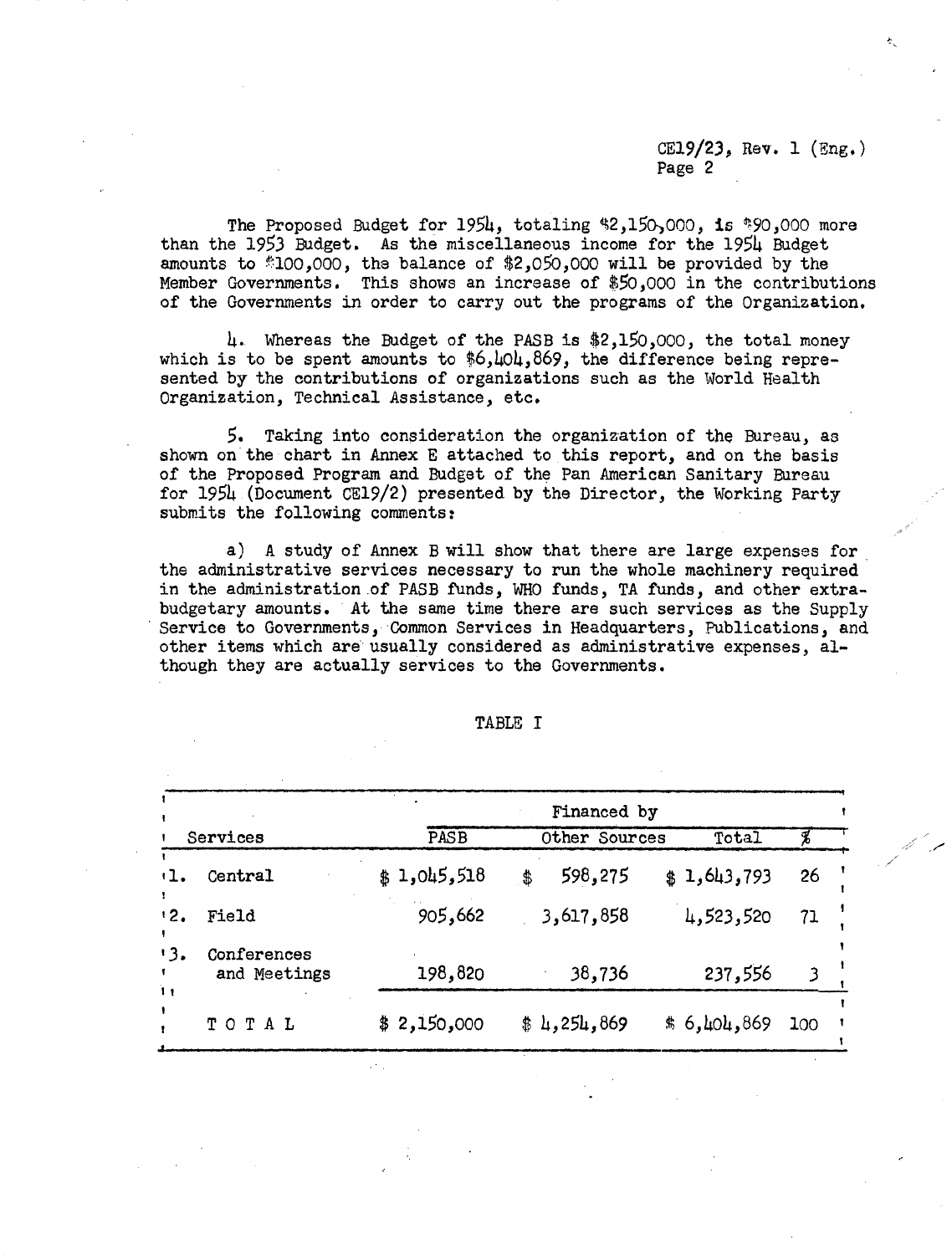The Proposed Budget for 1954, totaling $2,150,000, is $90,000 more than the 1953 Budget. As the miscellaneous income for the 1954 Budget amounts to $100,000, the balance of $2,050,000 will be provided by the Member Governments. This shows an increase of $50,000 in the contributions of the Governments in order to carry out the programs of the Organization.

4. Whereas the Budget of the PASB is $2,150,000, the total money which is to be spent amounts to $6,404,869, the difference being represented by the contributions of organizations such as the World Health Organization, Technical Assistance, etc.

5. Taking into consideration the organization of the Bureau, as shown on the chart in Annex E attached to this report, and on the basis of the Proposed Program and Budget of the Pan American Sanitary Bureau for 1954 (Document CE19/2) presented by the Director, the Working Party submits the following comments:

a) A study of Annex B will show that there are large expenses for the administrative services necessary to run the whole machinery required in the administration of PASB funds, WHO funds, TA funds, and other extra-budgetary amounts. At the same time there are such services as the Supply Service to Governments, Common Services in Headquarters, Publications, and other items which are usually considered as administrative expenses, although they are actually services to the Governments.

TABLE I

| Services | Financed by | | | |
|---|---|---|---|---|
| | PASB | Other Sources | Total | % |
| 1. Central | $ 1,045,518 | $ 598,275 | $ 1,643,793 | 26 |
| 2. Field | 905,662 | 3,617,858 | 4,523,520 | 71 |
| 3. Conferences and Meetings | 198,820 | 38,736 | 237,556 | 3 |
| TOTAL | $ 2,150,000 | $ 4,254,869 | $ 6,404,869 | 100 |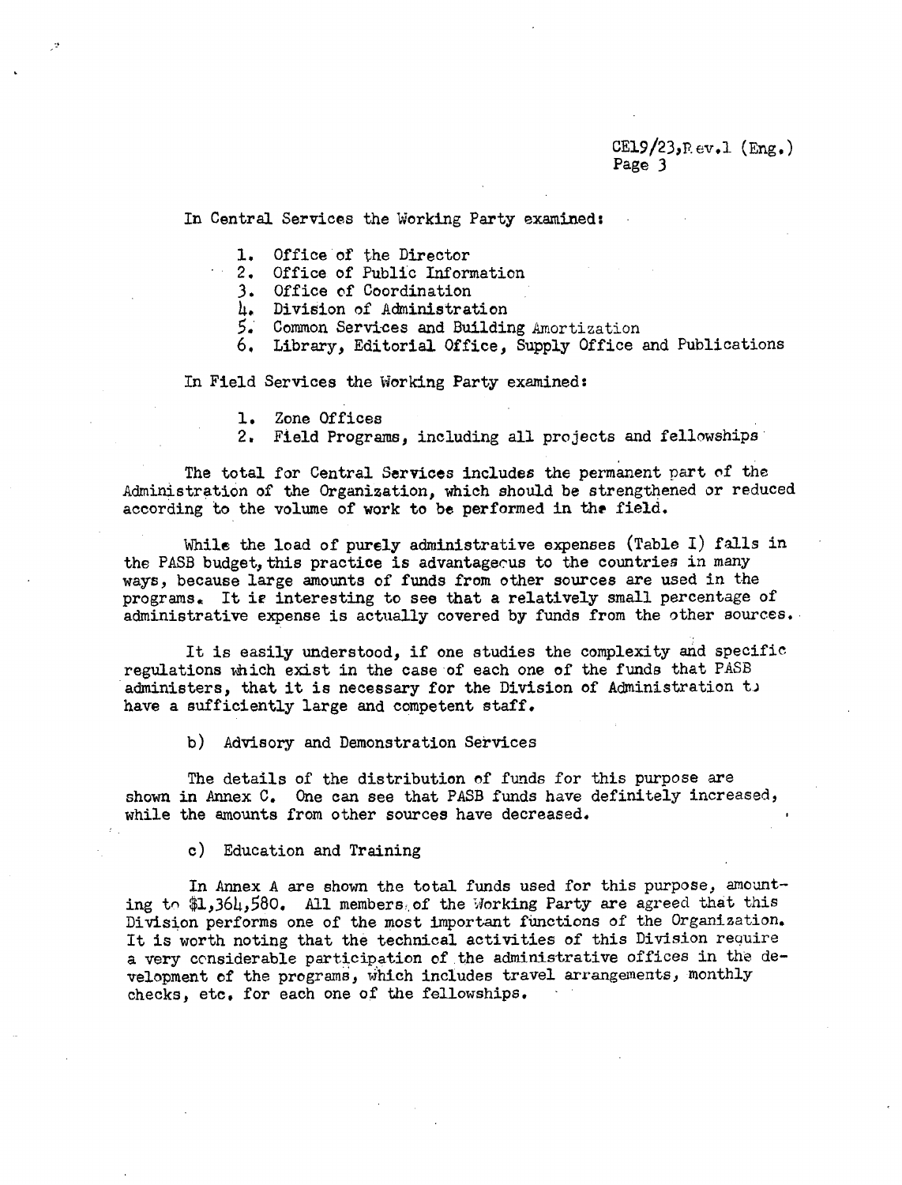In Central Services the Working Party examined:

1. Office of the Director
2. Office of Public Information
3. Office of Coordination
4. Division of Administration
5. Common Services and Building Amortization
6. Library, Editorial Office, Supply Office and Publications

In Field Services the Working Party examined:

1. Zone Offices
2. Field Programs, including all projects and fellowships

The total for Central Services includes the permanent part of the Administration of the Organization, which should be strengthened or reduced according to the volume of work to be performed in the field.

While the load of purely administrative expenses (Table I) falls in the PASB budget, this practice is advantageous to the countries in many ways, because large amounts of funds from other sources are used in the programs. It is interesting to see that a relatively small percentage of administrative expense is actually covered by funds from the other sources.

It is easily understood, if one studies the complexity and specific regulations which exist in the case of each one of the funds that PASB administers, that it is necessary for the Division of Administration to have a sufficiently large and competent staff.

b) Advisory and Demonstration Services

The details of the distribution of funds for this purpose are shown in Annex C. One can see that PASB funds have definitely increased, while the amounts from other sources have decreased.

c) Education and Training

In Annex A are shown the total funds used for this purpose, amounting to $1,364,580. All members of the Working Party are agreed that this Division performs one of the most important functions of the Organization. It is worth noting that the technical activities of this Division require a very considerable participation of the administrative offices in the development of the programs, which includes travel arrangements, monthly checks, etc. for each one of the fellowships.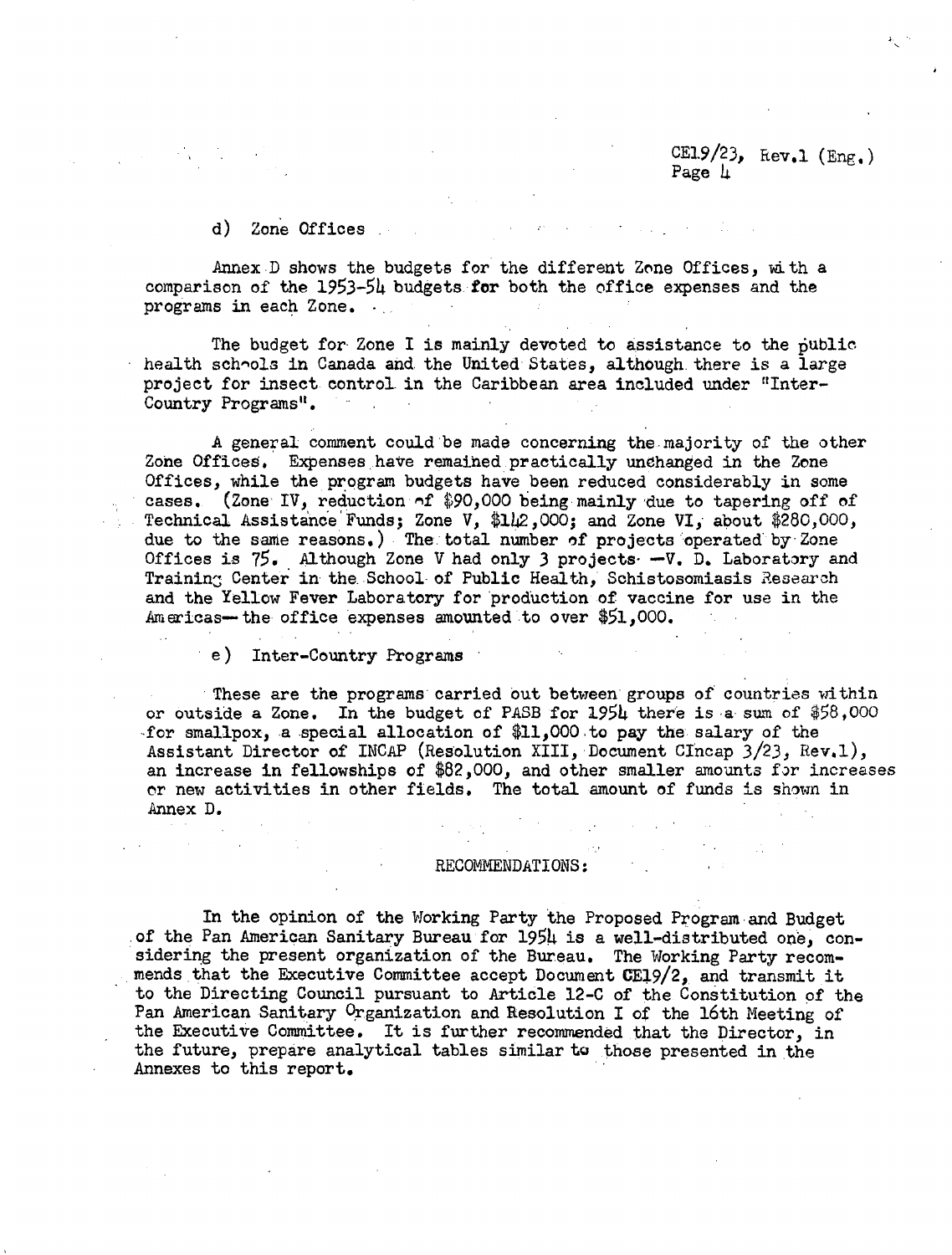d) Zone Offices

Annex D shows the budgets for the different Zone Offices, with a comparison of the 1953-54 budgets for both the office expenses and the programs in each Zone.

The budget for Zone I is mainly devoted to assistance to the public health schools in Canada and the United States, although there is a large project for insect control in the Caribbean area included under "Inter-Country Programs".

A general comment could be made concerning the majority of the other Zone Offices. Expenses have remained practically unchanged in the Zone Offices, while the program budgets have been reduced considerably in some cases. (Zone IV, reduction of $90,000 being mainly due to tapering off of Technical Assistance Funds; Zone V, $142,000; and Zone VI, about $280,000, due to the same reasons.) The total number of projects operated by Zone Offices is 75. Although Zone V had only 3 projects —V. D. Laboratory and Training Center in the School of Public Health, Schistosomiasis Research and the Yellow Fever Laboratory for production of vaccine for use in the Americas— the office expenses amounted to over $51,000.

e) Inter-Country Programs

These are the programs carried out between groups of countries within or outside a Zone. In the budget of PASB for 1954 there is a sum of $58,000 for smallpox, a special allocation of $11,000 to pay the salary of the Assistant Director of INCAP (Resolution XIII, Document CIncap 3/23, Rev.1), an increase in fellowships of $82,000, and other smaller amounts for increases or new activities in other fields. The total amount of funds is shown in Annex D.

RECOMMENDATIONS:

In the opinion of the Working Party the Proposed Program and Budget of the Pan American Sanitary Bureau for 1954 is a well-distributed one, considering the present organization of the Bureau. The Working Party recommends that the Executive Committee accept Document CE19/2, and transmit it to the Directing Council pursuant to Article 12-C of the Constitution of the Pan American Sanitary Organization and Resolution I of the 16th Meeting of the Executive Committee. It is further recommended that the Director, in the future, prepare analytical tables similar to those presented in the Annexes to this report.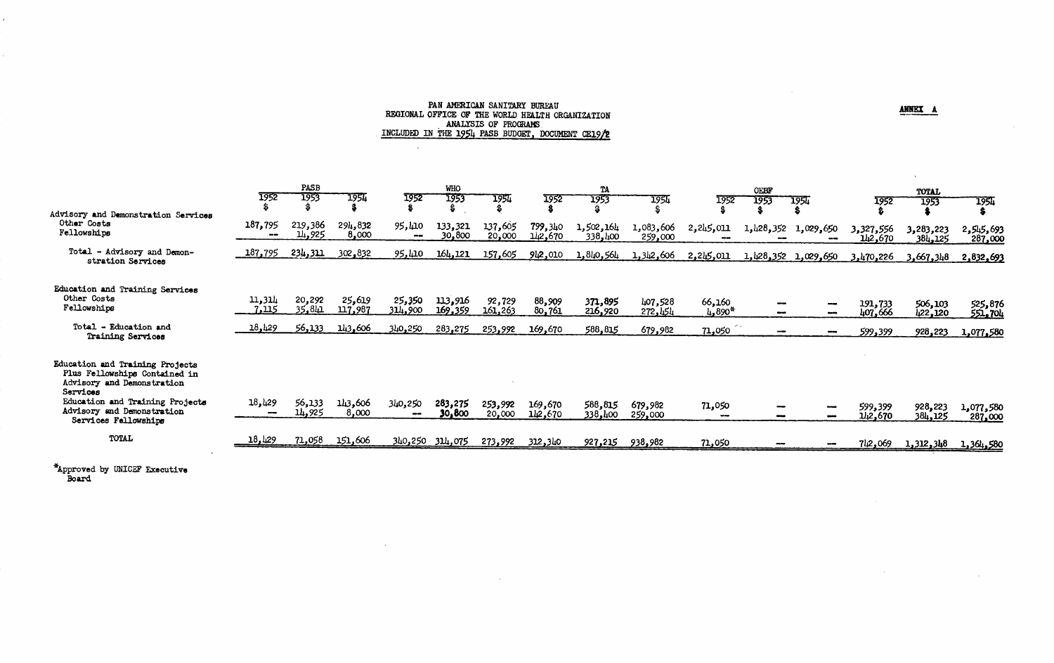**ANNEX A**

PAN AMERICAN SANITARY BUREAU
REGIONAL OFFICE OF THE WORLD HEALTH ORGANIZATION
ANALYSIS OF PROGRAMS
INCLUDED IN THE 1954 PASB BUDGET, DOCUMENT CE19/2

| | PASB | | | WHO | | | TA | | | OEBF | | | TOTAL | | |
|---|---|---|---|---|---|---|---|---|---|---|---|---|---|---|---|
| | 1952 $ | 1953 $ | 1954 $ | 1952 $ | 1953 $ | 1954 $ | 1952 $ | 1953 $ | 1954 $ | 1952 $ | 1953 $ | 1954 $ | 1952 $ | 1953 $ | 1954 $ |
| **Advisory and Demonstration Services** | | | | | | | | | | | | | | | |
| Other Costs | 187,795 | 219,386 | 294,832 | 95,410 | 133,321 | 137,605 | 799,340 | 1,502,164 | 1,083,606 | 2,245,011 | 1,428,352 | 1,029,650 | 3,327,556 | 3,283,223 | 2,545,693 |
| Fellowships | -- | 14,925 | 8,000 | -- | 30,800 | 20,000 | 142,670 | 338,400 | 259,000 | -- | -- | -- | 142,670 | 384,125 | 287,000 |
| Total - Advisory and Demonstration Services | 187,795 | 234,311 | 302,832 | 95,410 | 164,121 | 157,605 | 942,010 | 1,840,564 | 1,342,606 | 2,245,011 | 1,428,352 | 1,029,650 | 3,470,226 | 3,667,348 | 2,832,693 |
| **Education and Training Services** | | | | | | | | | | | | | | | |
| Other Costs | 11,314 | 20,292 | 25,619 | 25,350 | 113,916 | 92,729 | 88,909 | 371,895 | 407,528 | 66,160 | -- | -- | 191,733 | 506,103 | 525,876 |
| Fellowships | 7,115 | 35,841 | 117,987 | 314,900 | 169,359 | 161,263 | 80,761 | 216,920 | 272,454 | 4,890* | -- | -- | 407,666 | 422,120 | 551,704 |
| Total - Education and Training Services | 18,429 | 56,133 | 143,606 | 340,250 | 283,275 | 253,992 | 169,670 | 588,815 | 679,982 | 71,050 | -- | -- | 599,399 | 928,223 | 1,077,580 |
| **Education and Training Projects Plus Fellowships Contained in Advisory and Demonstration Services** | | | | | | | | | | | | | | | |
| Education and Training Projects | 18,429 | 56,133 | 143,606 | 340,250 | 283,275 | 253,992 | 169,670 | 588,815 | 679,982 | 71,050 | -- | -- | 599,399 | 928,223 | 1,077,580 |
| Advisory and Demonstration Services Fellowships | -- | 14,925 | 8,000 | -- | 30,800 | 20,000 | 142,670 | 338,400 | 259,000 | -- | -- | -- | 142,670 | 384,125 | 287,000 |
| TOTAL | 18,429 | 71,058 | 151,606 | 340,250 | 314,075 | 273,992 | 312,340 | 927,215 | 938,982 | 71,050 | -- | -- | 742,069 | 1,312,348 | 1,364,580 |

*Approved by UNICEF Executive Board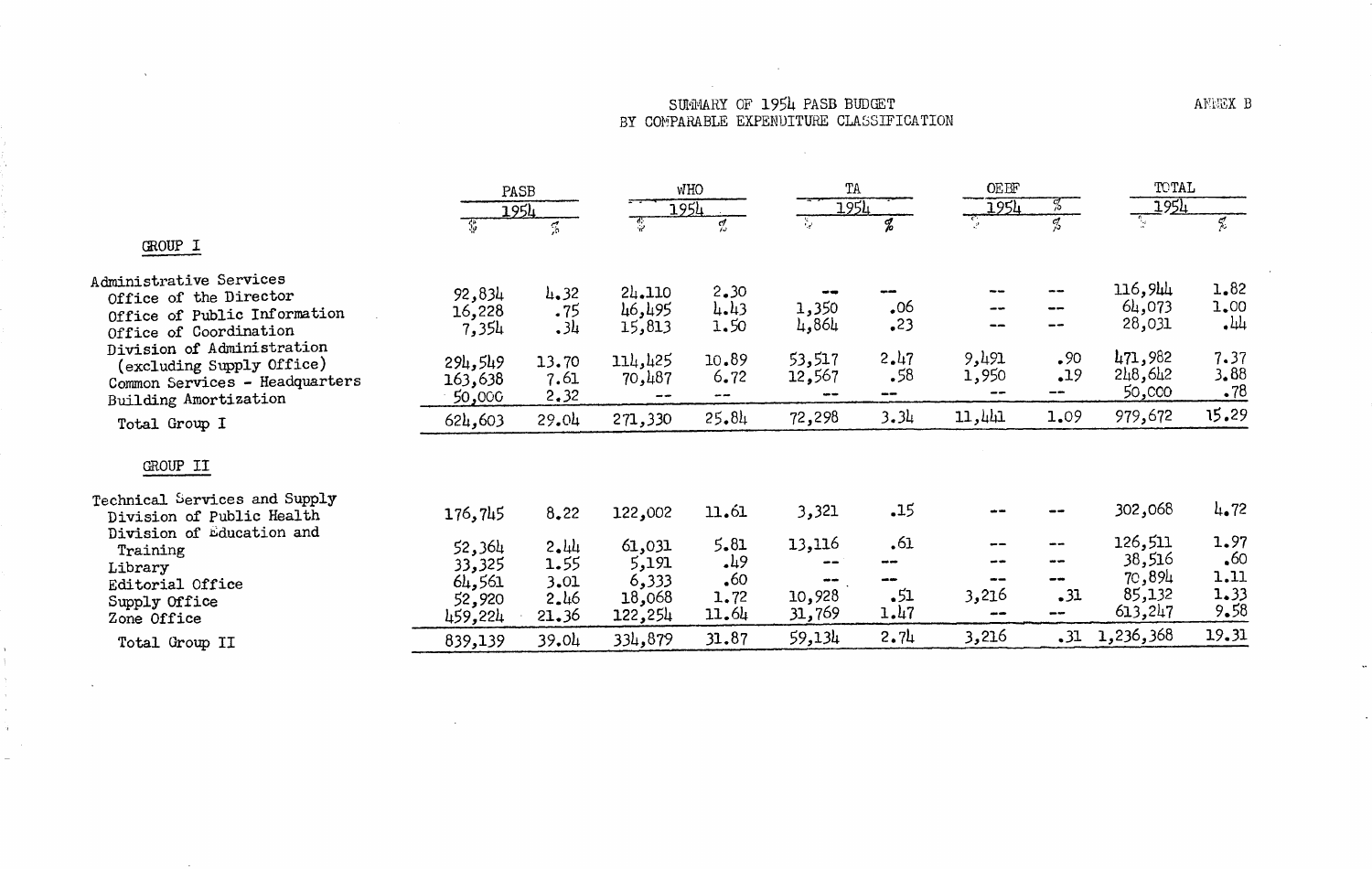SUMMARY OF 1954 PASB BUDGET
BY COMPARABLE EXPENDITURE CLASSIFICATION

ANNEX B

| | PASB | | WHO | | TA | | OEBF | | TOTAL | |
|---|---|---|---|---|---|---|---|---|---|---|
| | 1954 | | 1954 | | 1954 | | 1954 | % | 1954 | |
| | $ | % | $ | % | $ | % | $ | % | $ | % |
| GROUP I | | | | | | | | | | |
| Administrative Services | | | | | | | | | | |
| Office of the Director | 92,834 | 4.32 | 24,110 | 2.30 | -- | -- | -- | -- | 116,944 | 1.82 |
| Office of Public Information | 16,228 | .75 | 46,495 | 4.43 | 1,350 | .06 | -- | -- | 64,073 | 1.00 |
| Office of Coordination | 7,354 | .34 | 15,813 | 1.50 | 4,864 | .23 | -- | -- | 28,031 | .44 |
| Division of Administration (excluding Supply Office) | 294,549 | 13.70 | 114,425 | 10.89 | 53,517 | 2.47 | 9,491 | .90 | 471,982 | 7.37 |
| Common Services - Headquarters | 163,638 | 7.61 | 70,487 | 6.72 | 12,567 | .58 | 1,950 | .19 | 248,642 | 3.88 |
| Building Amortization | 50,000 | 2.32 | -- | -- | -- | -- | -- | -- | 50,000 | .78 |
| Total Group I | 624,603 | 29.04 | 271,330 | 25.84 | 72,298 | 3.34 | 11,441 | 1.09 | 979,672 | 15.29 |
| GROUP II | | | | | | | | | | |
| Technical Services and Supply | | | | | | | | | | |
| Division of Public Health | 176,745 | 8.22 | 122,002 | 11.61 | 3,321 | .15 | -- | -- | 302,068 | 4.72 |
| Division of Education and Training | 52,364 | 2.44 | 61,031 | 5.81 | 13,116 | .61 | -- | -- | 126,511 | 1.97 |
| Library | 33,325 | 1.55 | 5,191 | .49 | -- | -- | -- | -- | 38,516 | .60 |
| Editorial Office | 64,561 | 3.01 | 6,333 | .60 | -- | -- | -- | -- | 70,894 | 1.11 |
| Supply Office | 52,920 | 2.46 | 18,068 | 1.72 | 10,928 | .51 | 3,216 | .31 | 85,132 | 1.33 |
| Zone Office | 459,224 | 21.36 | 122,254 | 11.64 | 31,769 | 1.47 | -- | -- | 613,247 | 9.58 |
| Total Group II | 839,139 | 39.04 | 334,879 | 31.87 | 59,134 | 2.74 | 3,216 | .31 | 1,236,368 | 19.31 |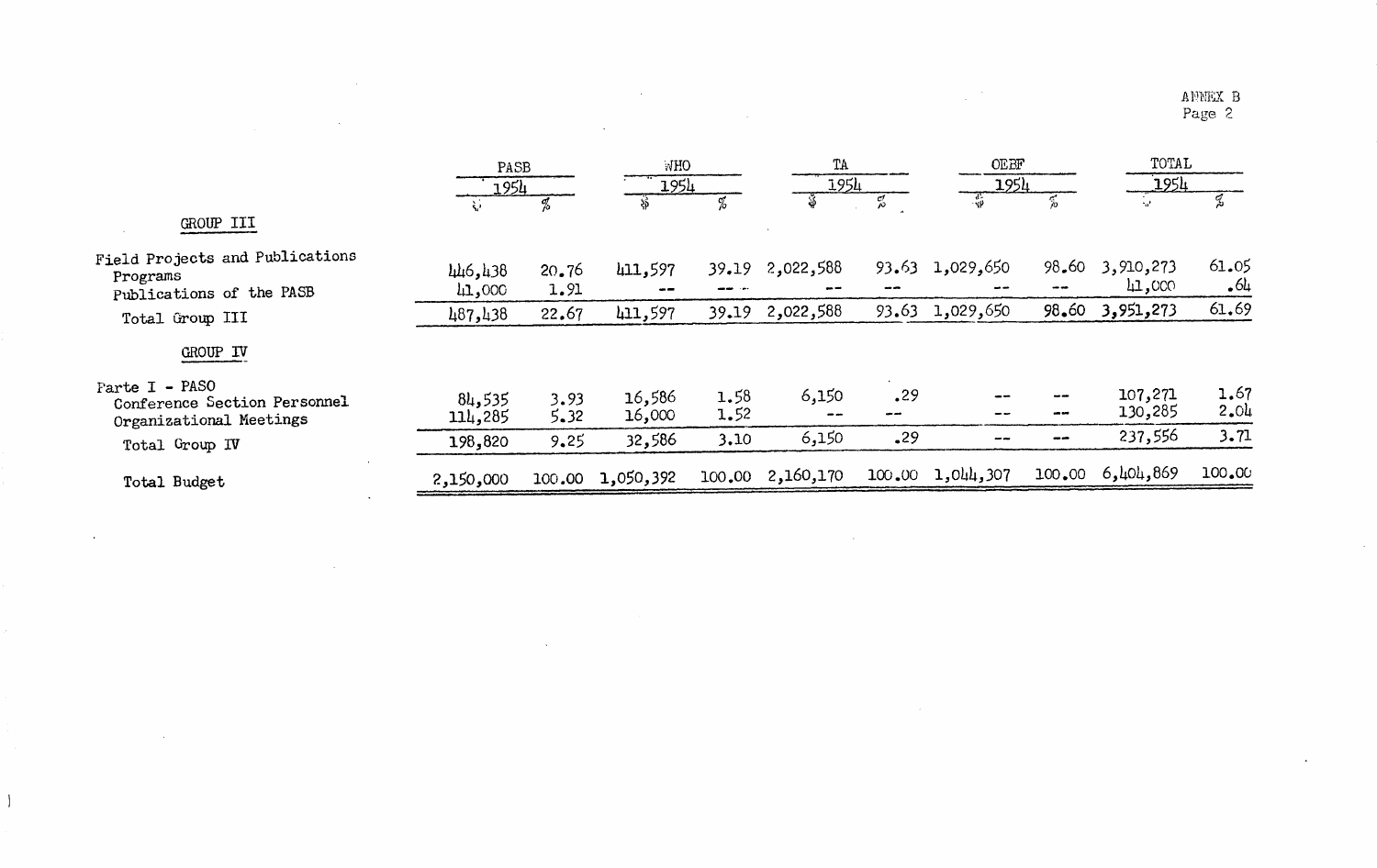ANNEX B

|  | PASB |  | WHO |  | TA |  | OEBF |  | TOTAL |  |
|---|---|---|---|---|---|---|---|---|---|---|
|  | 1954 |  | 1954 |  | 1954 |  | 1954 |  | 1954 |  |
|  | $ | % | $ | % | $ | % | $ | % | $ | % |
| GROUP III |  |  |  |  |  |  |  |  |  |  |
| Field Projects and Publications |  |  |  |  |  |  |  |  |  |  |
| Programs | 446,438 | 20.76 | 411,597 | 39.19 | 2,022,588 | 93.63 | 1,029,650 | 98.60 | 3,910,273 | 61.05 |
| Publications of the PASB | 41,000 | 1.91 | -- | -- | -- | -- | -- | -- | 41,000 | .64 |
| Total Group III | 487,438 | 22.67 | 411,597 | 39.19 | 2,022,588 | 93.63 | 1,029,650 | 98.60 | 3,951,273 | 61.69 |
| GROUP IV |  |  |  |  |  |  |  |  |  |  |
| Parte I - PASO |  |  |  |  |  |  |  |  |  |  |
| Conference Section Personnel | 84,535 | 3.93 | 16,586 | 1.58 | 6,150 | .29 | -- | -- | 107,271 | 1.67 |
| Organizational Meetings | 114,285 | 5.32 | 16,000 | 1.52 | -- | -- | -- | -- | 130,285 | 2.04 |
| Total Group IV | 198,820 | 9.25 | 32,586 | 3.10 | 6,150 | .29 | -- | -- | 237,556 | 3.71 |
| Total Budget | 2,150,000 | 100.00 | 1,050,392 | 100.00 | 2,160,170 | 100.00 | 1,044,307 | 100.00 | 6,404,869 | 100.00 |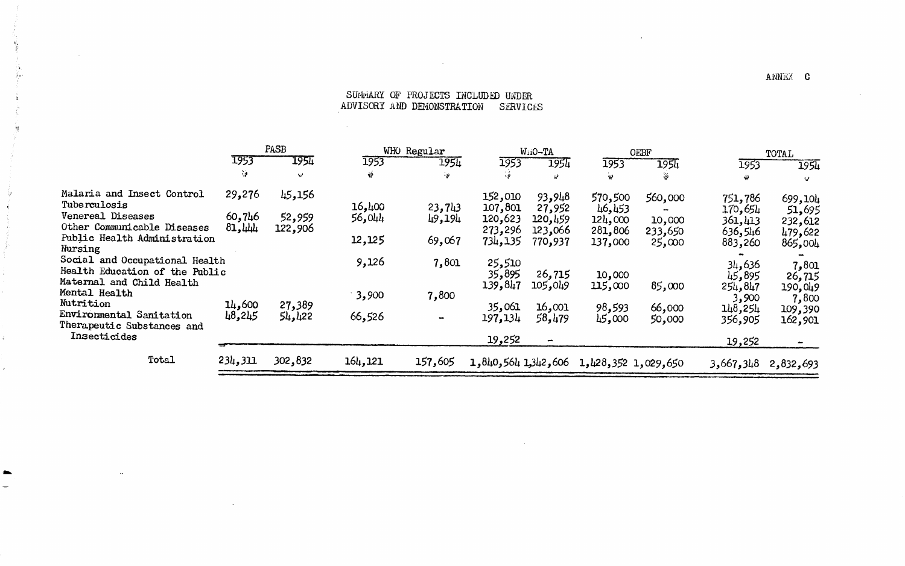ANNEX C

## SUMMARY OF PROJECTS INCLUDED UNDER ADVISORY AND DEMONSTRATION SERVICES

| | PASB | | WHO Regular | | WHO-TA | | OEBF | | TOTAL | |
|---|---|---|---|---|---|---|---|---|---|---|
| | 1953 | 1954 | 1953 | 1954 | 1953 | 1954 | 1953 | 1954 | 1953 | 1954 |
| | $ | $ | $ | $ | $ | $ | $ | $ | $ | $ |
| Malaria and Insect Control | 29,276 | 45,156 | | | 152,010 | 93,948 | 570,500 | 560,000 | 751,786 | 699,104 |
| Tuberculosis | | | 16,400 | 23,743 | 107,801 | 27,952 | 46,453 | - | 170,654 | 51,695 |
| Venereal Diseases | 60,746 | 52,959 | 56,044 | 49,194 | 120,623 | 120,459 | 124,000 | 10,000 | 361,413 | 232,612 |
| Other Communicable Diseases | 81,444 | 122,906 | | | 273,296 | 123,066 | 281,806 | 233,650 | 636,546 | 479,622 |
| Public Health Administration | | | 12,125 | 69,067 | 734,135 | 770,937 | 137,000 | 25,000 | 883,260 | 865,004 |
| Nursing | | | | | | | | | - | - |
| Social and Occupational Health | | | 9,126 | 7,801 | 25,510 | | | | 34,636 | 7,801 |
| Health Education of the Public | | | | | 35,895 | 26,715 | 10,000 | | 45,895 | 26,715 |
| Maternal and Child Health | | | | | 139,847 | 105,049 | 115,000 | 85,000 | 254,847 | 190,049 |
| Mental Health | | | 3,900 | 7,800 | | | | | 3,900 | 7,800 |
| Nutrition | 14,600 | 27,389 | | | 35,061 | 16,001 | 98,593 | 66,000 | 148,254 | 109,390 |
| Environmental Sanitation | 48,245 | 54,422 | 66,526 | - | 197,134 | 58,479 | 45,000 | 50,000 | 356,905 | 162,901 |
| Therapeutic Substances and Insecticides | | | | | 19,252 | - | | | 19,252 | - |
| Total | 234,311 | 302,832 | 164,121 | 157,605 | 1,840,564 | 1,342,606 | 1,428,352 | 1,029,650 | 3,667,348 | 2,832,693 |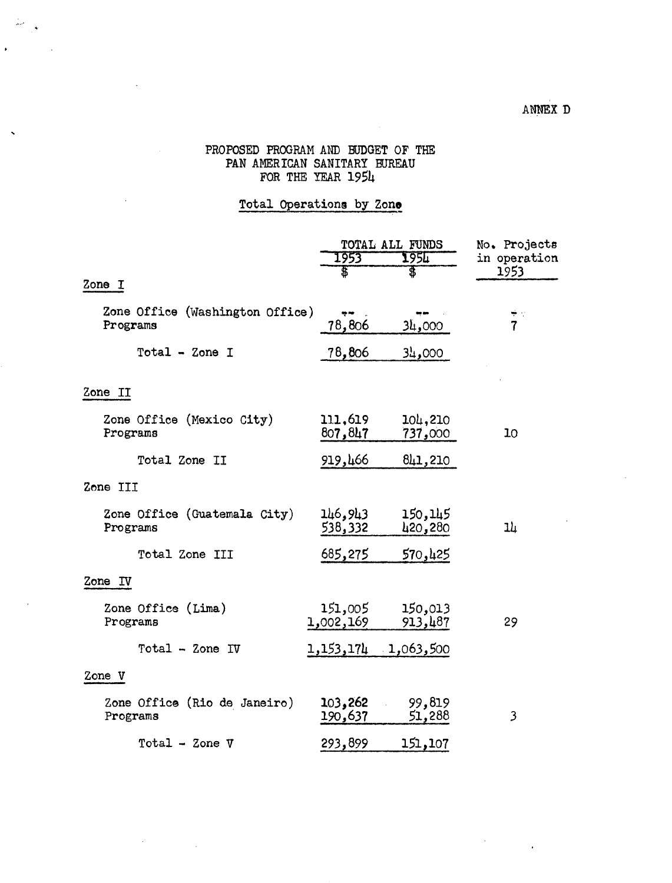ANNEX D

# PROPOSED PROGRAM AND BUDGET OF THE PAN AMERICAN SANITARY BUREAU FOR THE YEAR 1954

## Total Operations by Zone

| | TOTAL ALL FUNDS | | No. Projects in operation 1953 |
|---|---|---|---|
| | 1953 $ | 1954 $ | |
| **Zone I** | | | |
| Zone Office (Washington Office) | -- | -- | - |
| Programs | 78,806 | 34,000 | 7 |
| Total - Zone I | 78,806 | 34,000 | |
| **Zone II** | | | |
| Zone Office (Mexico City) | 111,619 | 104,210 | |
| Programs | 807,847 | 737,000 | 10 |
| Total Zone II | 919,466 | 841,210 | |
| **Zone III** | | | |
| Zone Office (Guatemala City) | 146,943 | 150,145 | |
| Programs | 538,332 | 420,280 | 14 |
| Total Zone III | 685,275 | 570,425 | |
| **Zone IV** | | | |
| Zone Office (Lima) | 151,005 | 150,013 | |
| Programs | 1,002,169 | 913,487 | 29 |
| Total - Zone IV | 1,153,174 | 1,063,500 | |
| **Zone V** | | | |
| Zone Office (Rio de Janeiro) | 103,262 | 99,819 | |
| Programs | 190,637 | 51,288 | 3 |
| Total - Zone V | 293,899 | 151,107 | |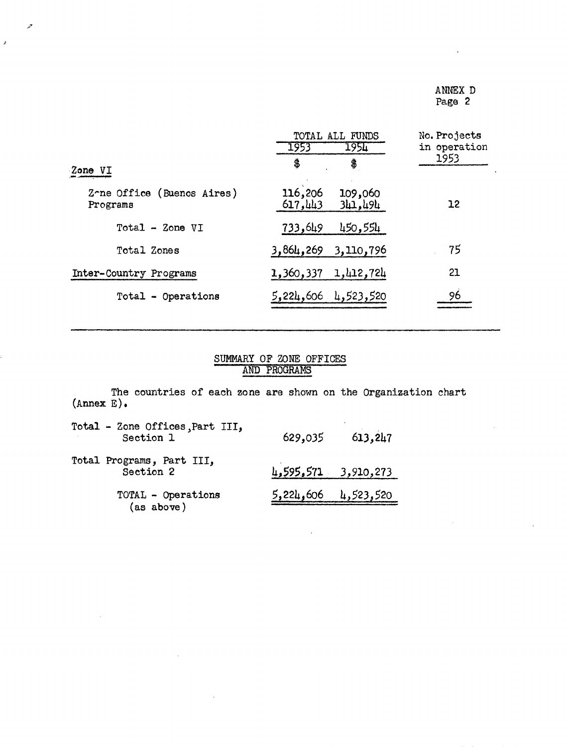ANNEX D

|  | TOTAL ALL FUNDS 1953 $ | TOTAL ALL FUNDS 1954 $ | No. Projects in operation 1953 |
|---|---|---|---|
| **Zone VI** |  |  |  |
| Zone Office (Buenos Aires) | 116,206 | 109,060 |  |
| Programs | 617,443 | 341,494 | 12 |
| Total - Zone VI | 733,649 | 450,554 |  |
| Total Zones | 3,864,269 | 3,110,796 | 75 |
| Inter-Country Programs | 1,360,337 | 1,412,724 | 21 |
| Total - Operations | 5,224,606 | 4,523,520 | 96 |

## SUMMARY OF ZONE OFFICES AND PROGRAMS

The countries of each zone are shown on the Organization chart (Annex E).

|  | 1953 | 1954 |
|---|---|---|
| Total - Zone Offices, Part III, Section 1 | 629,035 | 613,247 |
| Total Programs, Part III, Section 2 | 4,595,571 | 3,910,273 |
| TOTAL - Operations (as above) | 5,224,606 | 4,523,520 |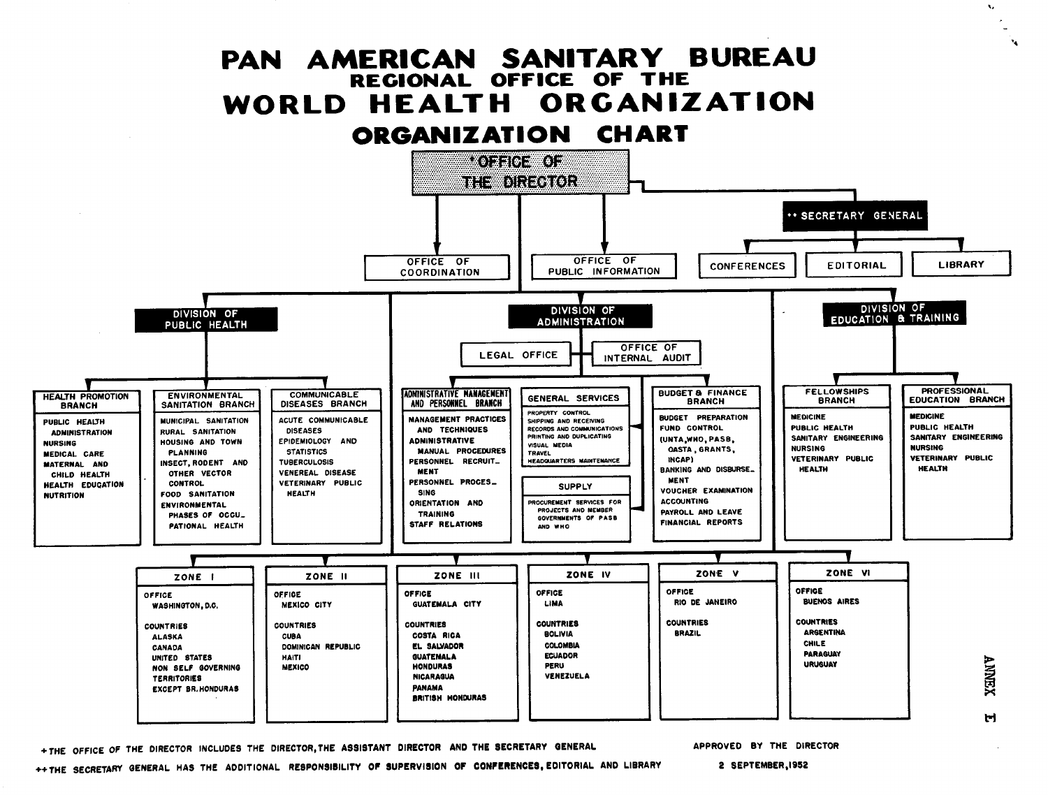# PAN AMERICAN SANITARY BUREAU
## REGIONAL OFFICE OF THE
# WORLD HEALTH ORGANIZATION
## ORGANIZATION CHART

*OFFICE OF THE DIRECTOR

** SECRETARY GENERAL

CONFERENCES

EDITORIAL

LIBRARY

OFFICE OF COORDINATION

OFFICE OF PUBLIC INFORMATION

DIVISION OF PUBLIC HEALTH

HEALTH PROMOTION BRANCH
PUBLIC HEALTH ADMINISTRATION
NURSING
MEDICAL CARE
MATERNAL AND CHILD HEALTH
HEALTH EDUCATION
NUTRITION

ENVIRONMENTAL SANITATION BRANCH
MUNICIPAL SANITATION
RURAL SANITATION
HOUSING AND TOWN PLANNING
INSECT, RODENT AND OTHER VECTOR CONTROL
FOOD SANITATION
ENVIRONMENTAL PHASES OF OCCUPATIONAL HEALTH

COMMUNICABLE DISEASES BRANCH
ACUTE COMMUNICABLE DISEASES
EPIDEMIOLOGY AND STATISTICS
TUBERCULOSIS
VENEREAL DISEASE
VETERINARY PUBLIC HEALTH

DIVISION OF ADMINISTRATION

LEGAL OFFICE

OFFICE OF INTERNAL AUDIT

ADMINISTRATIVE MANAGEMENT AND PERSONNEL BRANCH
MANAGEMENT PRACTICES AND TECHNIQUES
ADMINISTRATIVE MANUAL PROCEDURES
PERSONNEL RECRUITMENT
PERSONNEL PROCESSING
ORIENTATION AND TRAINING
STAFF RELATIONS

GENERAL SERVICES
PROPERTY CONTROL
SHIPPING AND RECEIVING
RECORDS AND COMMUNICATIONS
PRINTING AND DUPLICATING
VISUAL MEDIA
TRAVEL
HEADQUARTERS MAINTENANCE

SUPPLY
PROCUREMENT SERVICES FOR PROJECTS AND MEMBER GOVERNMENTS OF PASB AND WHO

BUDGET & FINANCE BRANCH
BUDGET PREPARATION
FUND CONTROL (UNTA, WHO, PASB, OASTA, GRANTS, INCAP)
BANKING AND DISBURSEMENT
VOUCHER EXAMINATION
ACCOUNTING
PAYROLL AND LEAVE
FINANCIAL REPORTS

DIVISION OF EDUCATION & TRAINING

FELLOWSHIPS BRANCH
MEDICINE
PUBLIC HEALTH
SANITARY ENGINEERING
NURSING
VETERINARY PUBLIC HEALTH

PROFESSIONAL EDUCATION BRANCH
MEDICINE
PUBLIC HEALTH
SANITARY ENGINEERING
NURSING
VETERINARY PUBLIC HEALTH

ZONE I
OFFICE
WASHINGTON, D.C.
COUNTRIES
ALASKA
CANADA
UNITED STATES
NON SELF GOVERNING TERRITORIES EXCEPT BR. HONDURAS

ZONE II
OFFICE
MEXICO CITY
COUNTRIES
CUBA
DOMINICAN REPUBLIC
HAITI
MEXICO

ZONE III
OFFICE
GUATEMALA CITY
COUNTRIES
COSTA RICA
EL SALVADOR
GUATEMALA
HONDURAS
NICARAGUA
PANAMA
BRITISH HONDURAS

ZONE IV
OFFICE
LIMA
COUNTRIES
BOLIVIA
COLOMBIA
ECUADOR
PERU
VENEZUELA

ZONE V
OFFICE
RIO DE JANEIRO
COUNTRIES
BRAZIL

ZONE VI
OFFICE
BUENOS AIRES
COUNTRIES
ARGENTINA
CHILE
PARAGUAY
URUGUAY

ANNEX E

+THE OFFICE OF THE DIRECTOR INCLUDES THE DIRECTOR, THE ASSISTANT DIRECTOR AND THE SECRETARY GENERAL

++THE SECRETARY GENERAL HAS THE ADDITIONAL RESPONSIBILITY OF SUPERVISION OF CONFERENCES, EDITORIAL AND LIBRARY

APPROVED BY THE DIRECTOR
2 SEPTEMBER, 1952